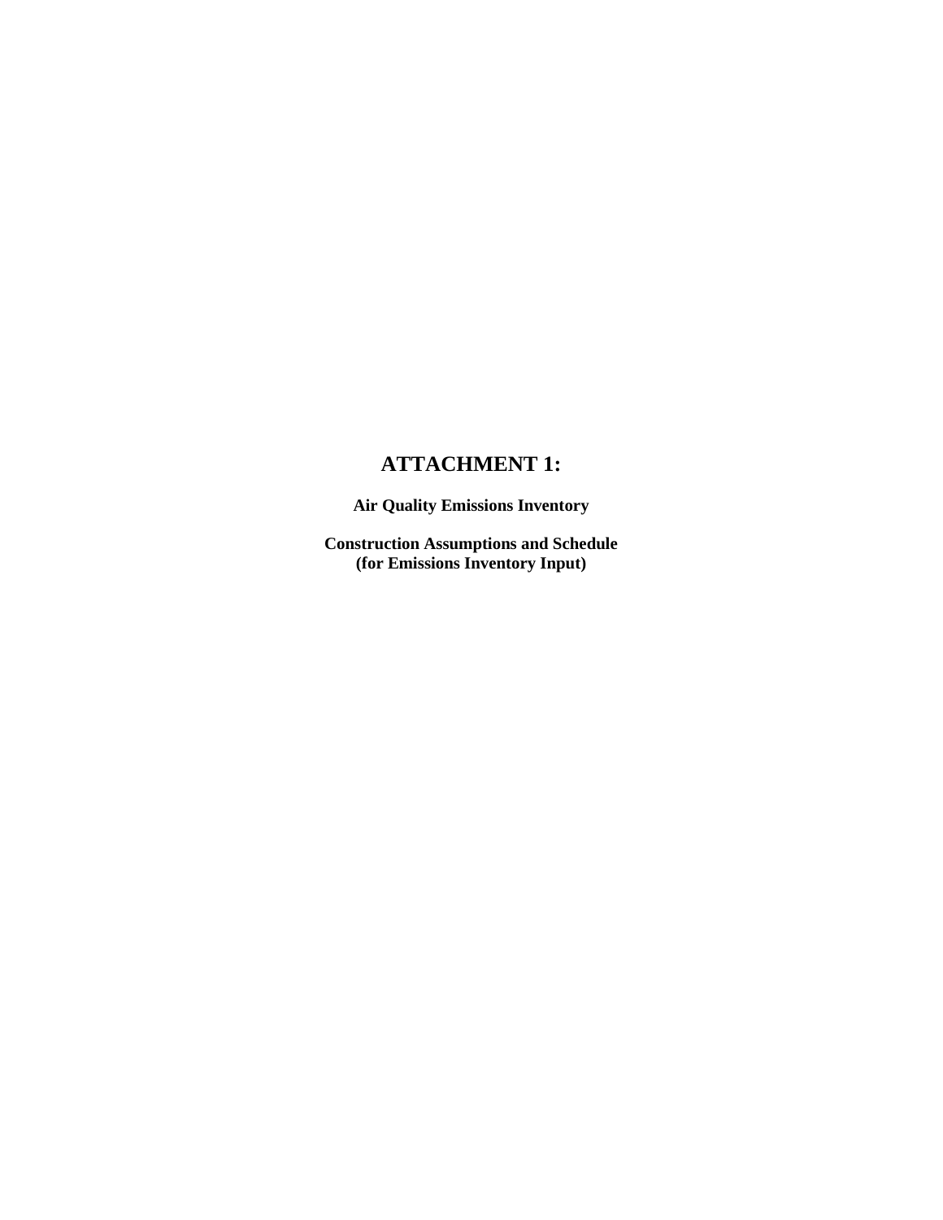# ATTACHMENT 1:

**Air Quality Emissions Inventory**

**Construction Assumptions and Schedule**
**(for Emissions Inventory Input)**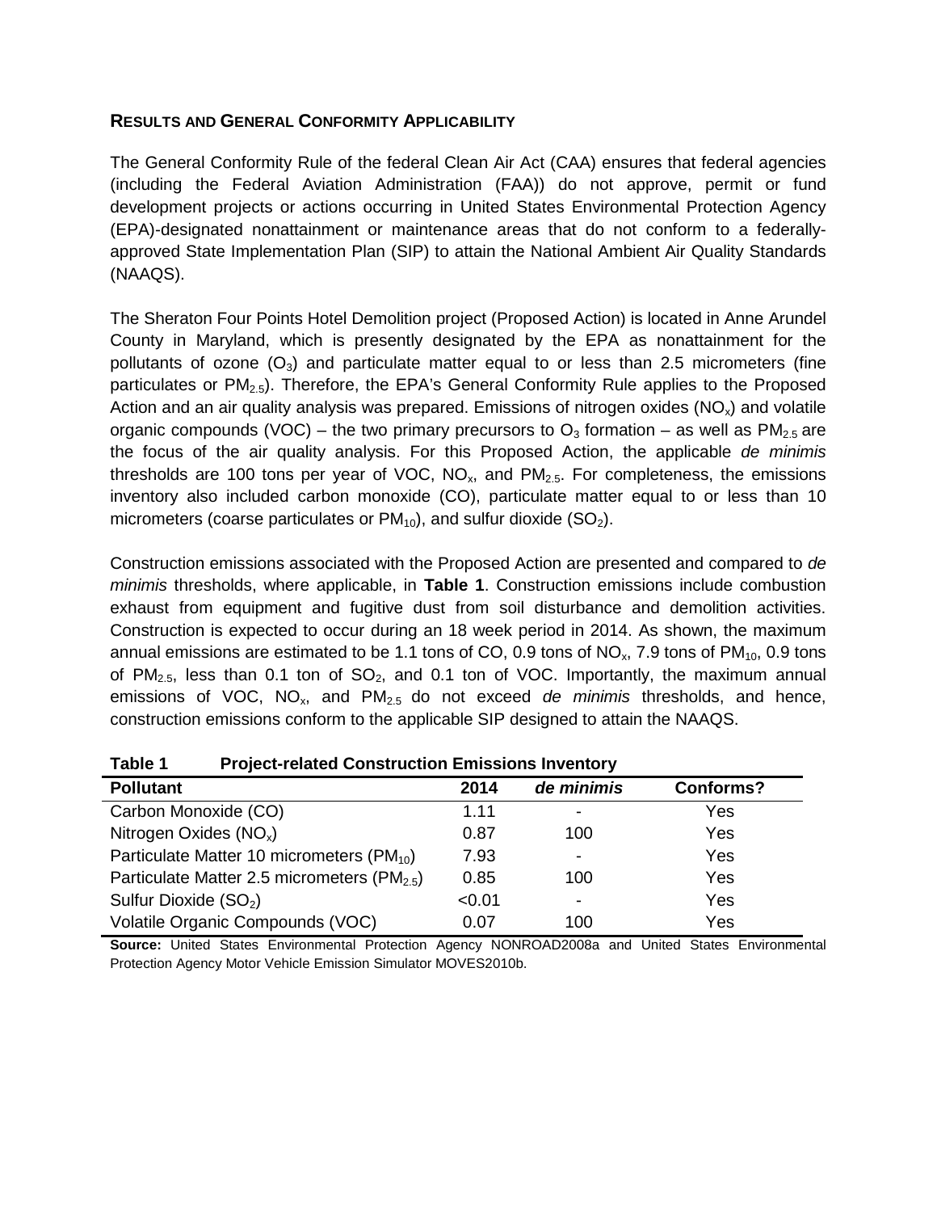## RESULTS AND GENERAL CONFORMITY APPLICABILITY

The General Conformity Rule of the federal Clean Air Act (CAA) ensures that federal agencies (including the Federal Aviation Administration (FAA)) do not approve, permit or fund development projects or actions occurring in United States Environmental Protection Agency (EPA)-designated nonattainment or maintenance areas that do not conform to a federally-approved State Implementation Plan (SIP) to attain the National Ambient Air Quality Standards (NAAQS).

The Sheraton Four Points Hotel Demolition project (Proposed Action) is located in Anne Arundel County in Maryland, which is presently designated by the EPA as nonattainment for the pollutants of ozone ($O_3$) and particulate matter equal to or less than 2.5 micrometers (fine particulates or $PM_{2.5}$). Therefore, the EPA's General Conformity Rule applies to the Proposed Action and an air quality analysis was prepared. Emissions of nitrogen oxides ($NO_x$) and volatile organic compounds (VOC) – the two primary precursors to $O_3$ formation – as well as $PM_{2.5}$ are the focus of the air quality analysis. For this Proposed Action, the applicable *de minimis* thresholds are 100 tons per year of VOC, $NO_x$, and $PM_{2.5}$. For completeness, the emissions inventory also included carbon monoxide (CO), particulate matter equal to or less than 10 micrometers (coarse particulates or $PM_{10}$), and sulfur dioxide ($SO_2$).

Construction emissions associated with the Proposed Action are presented and compared to *de minimis* thresholds, where applicable, in **Table 1**. Construction emissions include combustion exhaust from equipment and fugitive dust from soil disturbance and demolition activities. Construction is expected to occur during an 18 week period in 2014. As shown, the maximum annual emissions are estimated to be 1.1 tons of CO, 0.9 tons of $NO_x$, 7.9 tons of $PM_{10}$, 0.9 tons of $PM_{2.5}$, less than 0.1 ton of $SO_2$, and 0.1 ton of VOC. Importantly, the maximum annual emissions of VOC, $NO_x$, and $PM_{2.5}$ do not exceed *de minimis* thresholds, and hence, construction emissions conform to the applicable SIP designed to attain the NAAQS.

**Table 1 Project-related Construction Emissions Inventory**

| Pollutant | 2014 | *de minimis* | Conforms? |
|---|---|---|---|
| Carbon Monoxide (CO) | 1.11 | - | Yes |
| Nitrogen Oxides ($NO_x$) | 0.87 | 100 | Yes |
| Particulate Matter 10 micrometers ($PM_{10}$) | 7.93 | - | Yes |
| Particulate Matter 2.5 micrometers ($PM_{2.5}$) | 0.85 | 100 | Yes |
| Sulfur Dioxide ($SO_2$) | <0.01 | - | Yes |
| Volatile Organic Compounds (VOC) | 0.07 | 100 | Yes |

**Source:** United States Environmental Protection Agency NONROAD2008a and United States Environmental Protection Agency Motor Vehicle Emission Simulator MOVES2010b.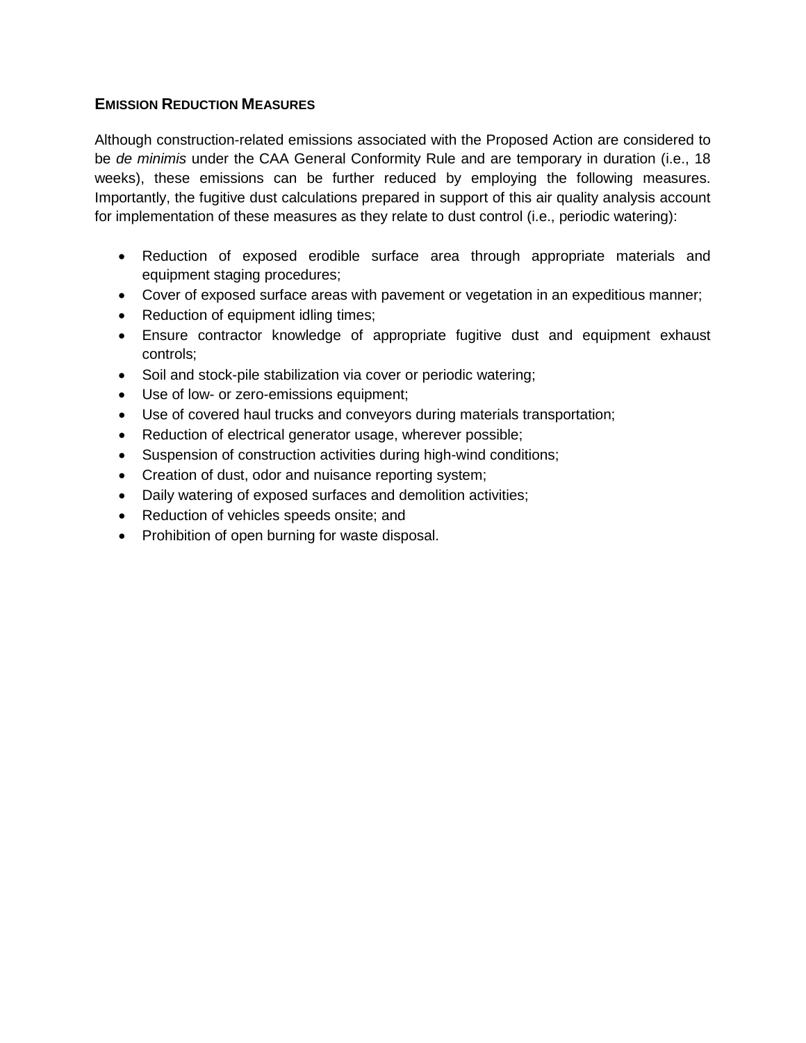### EMISSION REDUCTION MEASURES

Although construction-related emissions associated with the Proposed Action are considered to be *de minimis* under the CAA General Conformity Rule and are temporary in duration (i.e., 18 weeks), these emissions can be further reduced by employing the following measures. Importantly, the fugitive dust calculations prepared in support of this air quality analysis account for implementation of these measures as they relate to dust control (i.e., periodic watering):

- Reduction of exposed erodible surface area through appropriate materials and equipment staging procedures;
- Cover of exposed surface areas with pavement or vegetation in an expeditious manner;
- Reduction of equipment idling times;
- Ensure contractor knowledge of appropriate fugitive dust and equipment exhaust controls;
- Soil and stock-pile stabilization via cover or periodic watering;
- Use of low- or zero-emissions equipment;
- Use of covered haul trucks and conveyors during materials transportation;
- Reduction of electrical generator usage, wherever possible;
- Suspension of construction activities during high-wind conditions;
- Creation of dust, odor and nuisance reporting system;
- Daily watering of exposed surfaces and demolition activities;
- Reduction of vehicles speeds onsite; and
- Prohibition of open burning for waste disposal.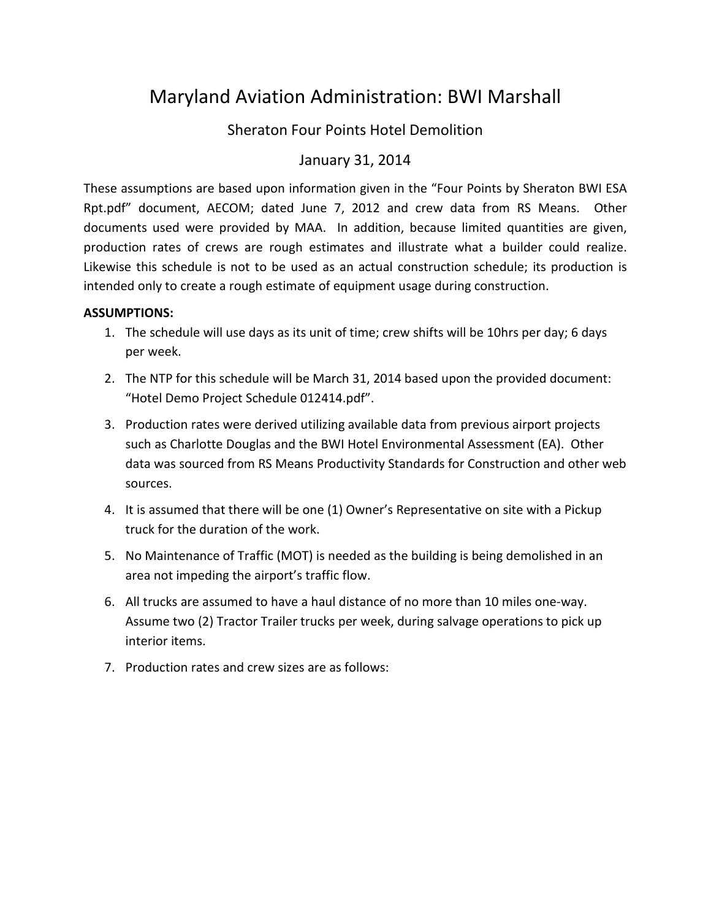# Maryland Aviation Administration: BWI Marshall

## Sheraton Four Points Hotel Demolition

## January 31, 2014

These assumptions are based upon information given in the "Four Points by Sheraton BWI ESA Rpt.pdf" document, AECOM; dated June 7, 2012 and crew data from RS Means. Other documents used were provided by MAA. In addition, because limited quantities are given, production rates of crews are rough estimates and illustrate what a builder could realize. Likewise this schedule is not to be used as an actual construction schedule; its production is intended only to create a rough estimate of equipment usage during construction.

**ASSUMPTIONS:**

1. The schedule will use days as its unit of time; crew shifts will be 10hrs per day; 6 days per week.
2. The NTP for this schedule will be March 31, 2014 based upon the provided document: "Hotel Demo Project Schedule 012414.pdf".
3. Production rates were derived utilizing available data from previous airport projects such as Charlotte Douglas and the BWI Hotel Environmental Assessment (EA). Other data was sourced from RS Means Productivity Standards for Construction and other web sources.
4. It is assumed that there will be one (1) Owner's Representative on site with a Pickup truck for the duration of the work.
5. No Maintenance of Traffic (MOT) is needed as the building is being demolished in an area not impeding the airport's traffic flow.
6. All trucks are assumed to have a haul distance of no more than 10 miles one-way. Assume two (2) Tractor Trailer trucks per week, during salvage operations to pick up interior items.
7. Production rates and crew sizes are as follows: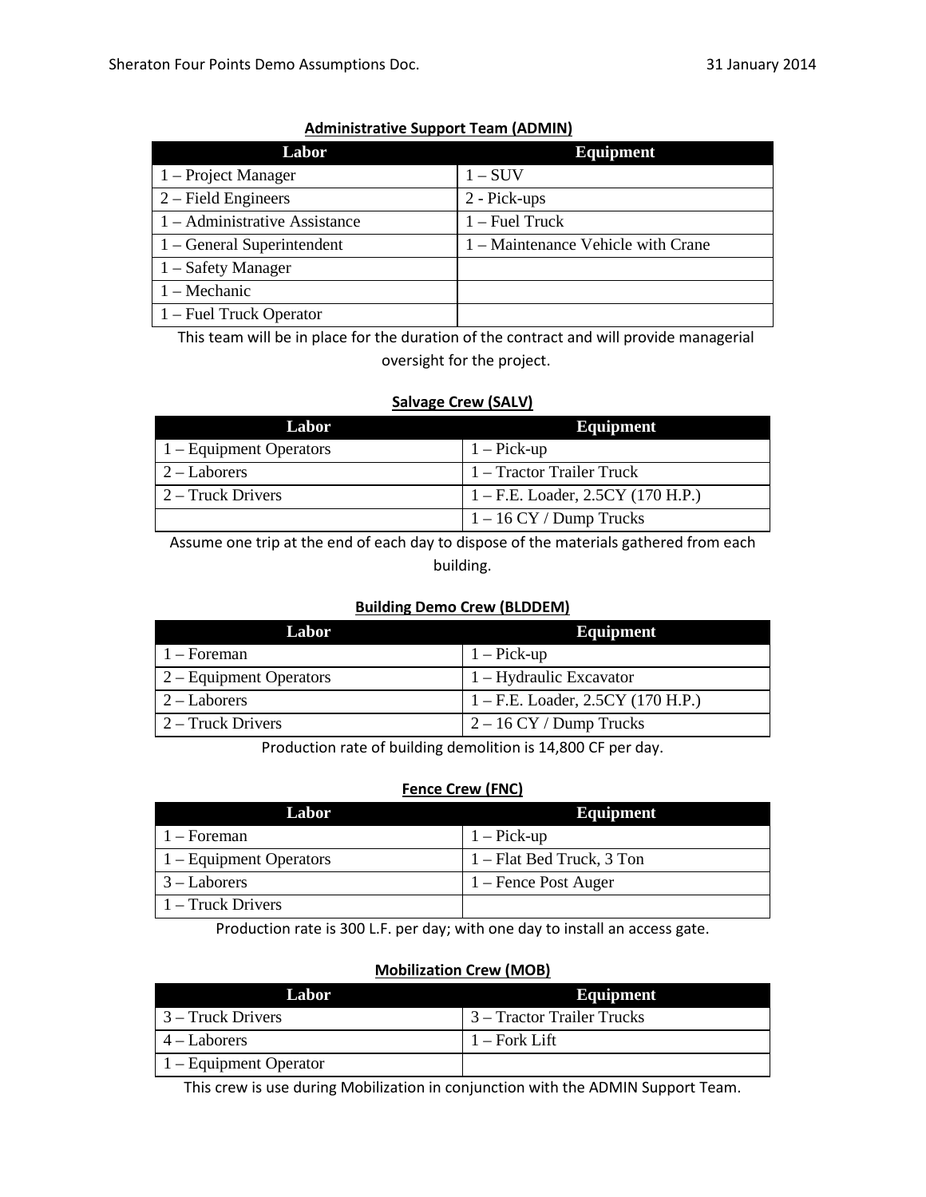### Administrative Support Team (ADMIN)

| Labor | Equipment |
| --- | --- |
| 1 – Project Manager | 1 – SUV |
| 2 – Field Engineers | 2 - Pick-ups |
| 1 – Administrative Assistance | 1 – Fuel Truck |
| 1 – General Superintendent | 1 – Maintenance Vehicle with Crane |
| 1 – Safety Manager | |
| 1 – Mechanic | |
| 1 – Fuel Truck Operator | |

This team will be in place for the duration of the contract and will provide managerial oversight for the project.

### Salvage Crew (SALV)

| Labor | Equipment |
| --- | --- |
| 1 – Equipment Operators | 1 – Pick-up |
| 2 – Laborers | 1 – Tractor Trailer Truck |
| 2 – Truck Drivers | 1 – F.E. Loader, 2.5CY (170 H.P.) |
| | 1 – 16 CY / Dump Trucks |

Assume one trip at the end of each day to dispose of the materials gathered from each building.

### Building Demo Crew (BLDDEM)

| Labor | Equipment |
| --- | --- |
| 1 – Foreman | 1 – Pick-up |
| 2 – Equipment Operators | 1 – Hydraulic Excavator |
| 2 – Laborers | 1 – F.E. Loader, 2.5CY (170 H.P.) |
| 2 – Truck Drivers | 2 – 16 CY / Dump Trucks |

Production rate of building demolition is 14,800 CF per day.

### Fence Crew (FNC)

| Labor | Equipment |
| --- | --- |
| 1 – Foreman | 1 – Pick-up |
| 1 – Equipment Operators | 1 – Flat Bed Truck, 3 Ton |
| 3 – Laborers | 1 – Fence Post Auger |
| 1 – Truck Drivers | |

Production rate is 300 L.F. per day; with one day to install an access gate.

### Mobilization Crew (MOB)

| Labor | Equipment |
| --- | --- |
| 3 – Truck Drivers | 3 – Tractor Trailer Trucks |
| 4 – Laborers | 1 – Fork Lift |
| 1 – Equipment Operator | |

This crew is use during Mobilization in conjunction with the ADMIN Support Team.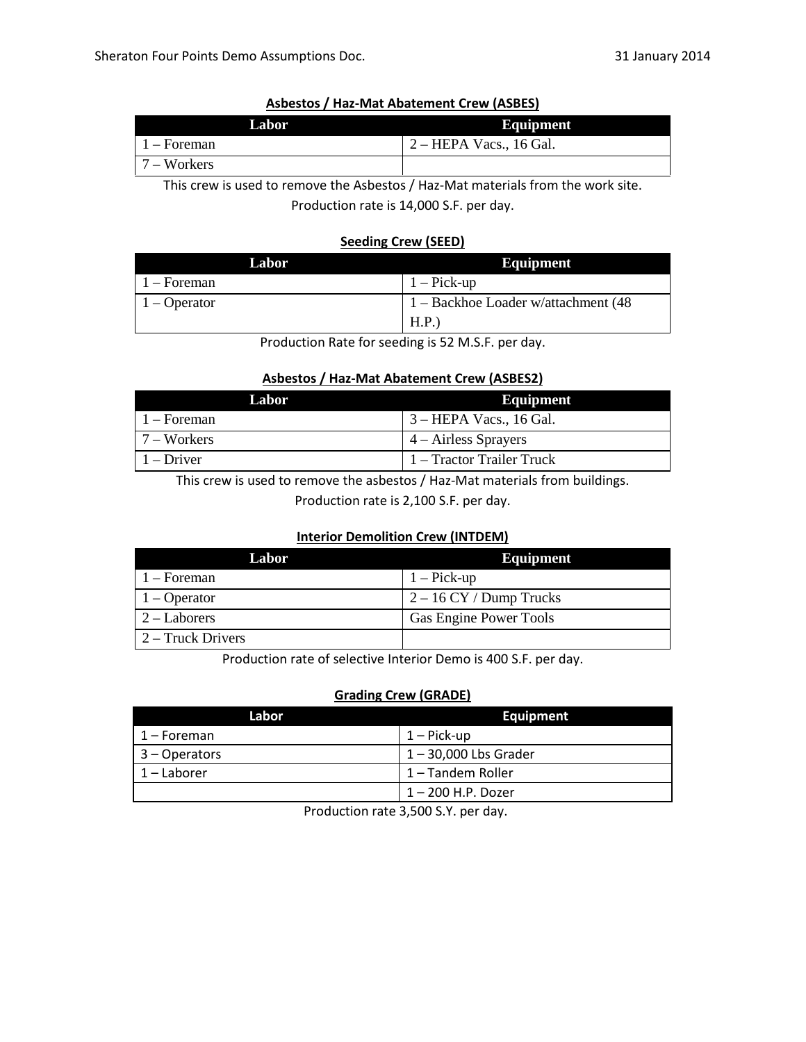### Asbestos / Haz-Mat Abatement Crew (ASBES)

| Labor | Equipment |
|---|---|
| 1 – Foreman | 2 – HEPA Vacs., 16 Gal. |
| 7 – Workers | |

This crew is used to remove the Asbestos / Haz-Mat materials from the work site.

Production rate is 14,000 S.F. per day.

### Seeding Crew (SEED)

| Labor | Equipment |
|---|---|
| 1 – Foreman | 1 – Pick-up |
| 1 – Operator | 1 – Backhoe Loader w/attachment (48 H.P.) |

Production Rate for seeding is 52 M.S.F. per day.

### Asbestos / Haz-Mat Abatement Crew (ASBES2)

| Labor | Equipment |
|---|---|
| 1 – Foreman | 3 – HEPA Vacs., 16 Gal. |
| 7 – Workers | 4 – Airless Sprayers |
| 1 – Driver | 1 – Tractor Trailer Truck |

This crew is used to remove the asbestos / Haz-Mat materials from buildings.

Production rate is 2,100 S.F. per day.

### Interior Demolition Crew (INTDEM)

| Labor | Equipment |
|---|---|
| 1 – Foreman | 1 – Pick-up |
| 1 – Operator | 2 – 16 CY / Dump Trucks |
| 2 – Laborers | Gas Engine Power Tools |
| 2 – Truck Drivers | |

Production rate of selective Interior Demo is 400 S.F. per day.

### Grading Crew (GRADE)

| Labor | Equipment |
|---|---|
| 1 – Foreman | 1 – Pick-up |
| 3 – Operators | 1 – 30,000 Lbs Grader |
| 1 – Laborer | 1 – Tandem Roller |
| | 1 – 200 H.P. Dozer |

Production rate 3,500 S.Y. per day.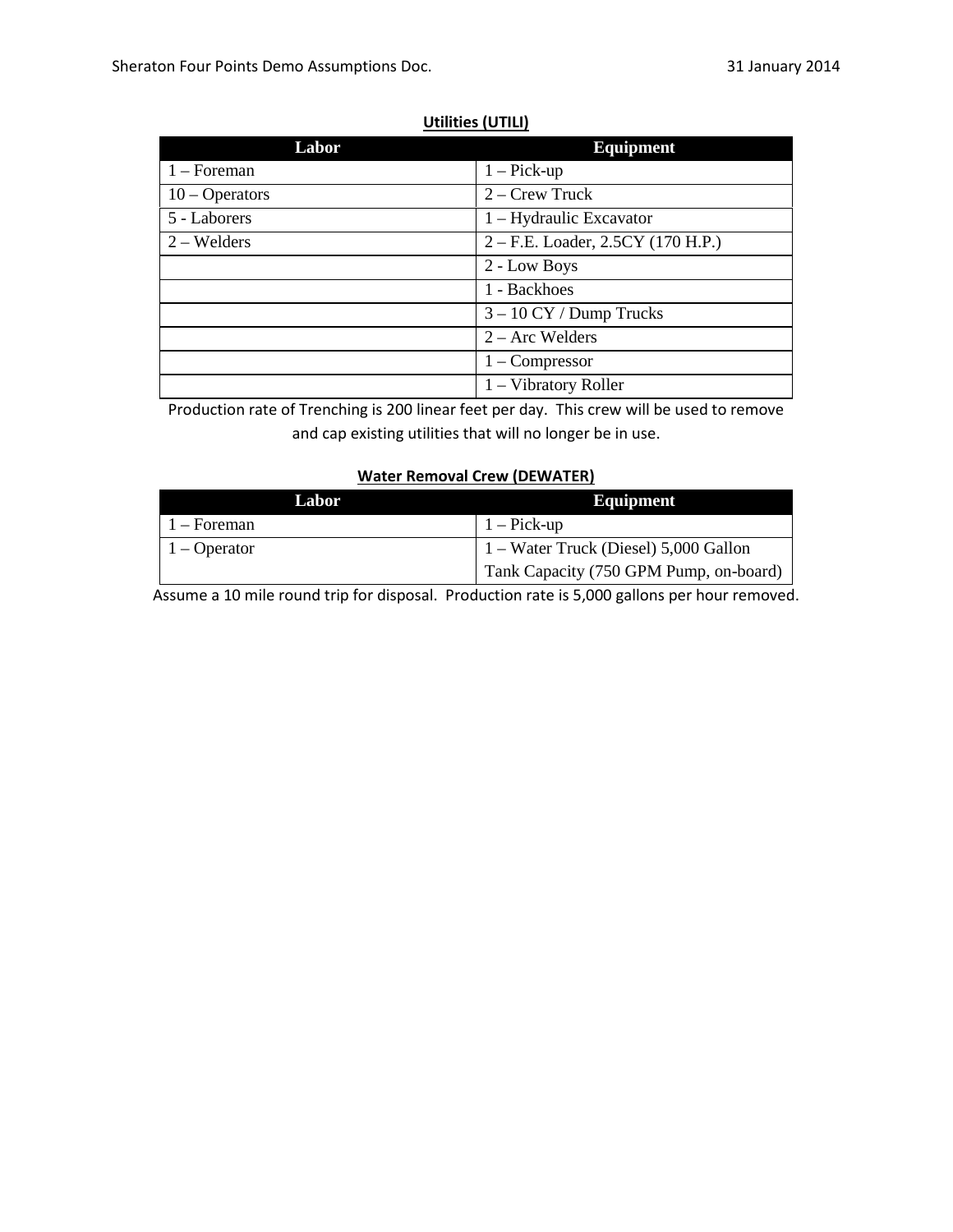**Utilities (UTILI)**

| Labor | Equipment |
|---|---|
| 1 – Foreman | 1 – Pick-up |
| 10 – Operators | 2 – Crew Truck |
| 5 - Laborers | 1 – Hydraulic Excavator |
| 2 – Welders | 2 – F.E. Loader, 2.5CY (170 H.P.) |
| | 2 - Low Boys |
| | 1 - Backhoes |
| | 3 – 10 CY / Dump Trucks |
| | 2 – Arc Welders |
| | 1 – Compressor |
| | 1 – Vibratory Roller |

Production rate of Trenching is 200 linear feet per day. This crew will be used to remove and cap existing utilities that will no longer be in use.

**Water Removal Crew (DEWATER)**

| Labor | Equipment |
|---|---|
| 1 – Foreman | 1 – Pick-up |
| 1 – Operator | 1 – Water Truck (Diesel) 5,000 Gallon Tank Capacity (750 GPM Pump, on-board) |

Assume a 10 mile round trip for disposal. Production rate is 5,000 gallons per hour removed.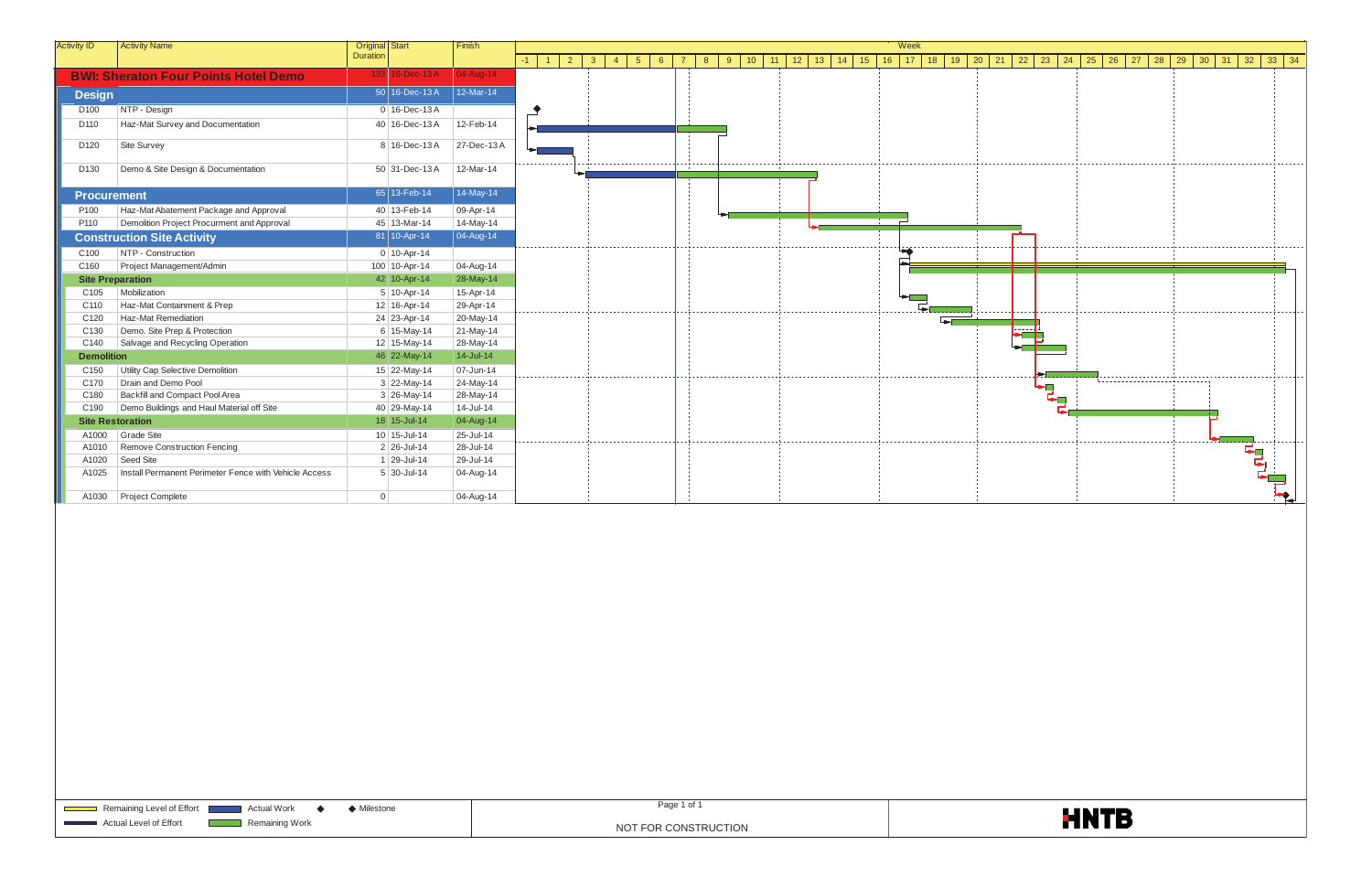| Activity ID | Activity Name | Original Duration | Start | Finish |
|---|---|---|---|---|
| **BWI: Sheraton Four Points Hotel Demo** | | 133 | 16-Dec-13 A | 04-Aug-14 |
| **Design** | | 50 | 16-Dec-13 A | 12-Mar-14 |
| D100 | NTP - Design | 0 | 16-Dec-13 A | |
| D110 | Haz-Mat Survey and Documentation | 40 | 16-Dec-13 A | 12-Feb-14 |
| D120 | Site Survey | 8 | 16-Dec-13 A | 27-Dec-13 A |
| D130 | Demo & Site Design & Documentation | 50 | 31-Dec-13 A | 12-Mar-14 |
| **Procurement** | | 65 | 13-Feb-14 | 14-May-14 |
| P100 | Haz-Mat Abatement Package and Approval | 40 | 13-Feb-14 | 09-Apr-14 |
| P110 | Demolition Project Procurment and Approval | 45 | 13-Mar-14 | 14-May-14 |
| **Construction Site Activity** | | 81 | 10-Apr-14 | 04-Aug-14 |
| C100 | NTP - Construction | 0 | 10-Apr-14 | |
| C160 | Project Management/Admin | 100 | 10-Apr-14 | 04-Aug-14 |
| **Site Preparation** | | 42 | 10-Apr-14 | 28-May-14 |
| C105 | Mobilization | 5 | 10-Apr-14 | 15-Apr-14 |
| C110 | Haz-Mat Containment & Prep | 12 | 16-Apr-14 | 29-Apr-14 |
| C120 | Haz-Mat Remediation | 24 | 23-Apr-14 | 20-May-14 |
| C130 | Demo. Site Prep & Protection | 6 | 15-May-14 | 21-May-14 |
| C140 | Salvage and Recycling Operation | 12 | 15-May-14 | 28-May-14 |
| **Demolition** | | 46 | 22-May-14 | 14-Jul-14 |
| C150 | Utility Cap Selective Demolition | 15 | 22-May-14 | 07-Jun-14 |
| C170 | Drain and Demo Pool | 3 | 22-May-14 | 24-May-14 |
| C180 | Backfill and Compact Pool Area | 3 | 26-May-14 | 28-May-14 |
| C190 | Demo Buildings and Haul Material off Site | 40 | 29-May-14 | 14-Jul-14 |
| **Site Restoration** | | 18 | 15-Jul-14 | 04-Aug-14 |
| A1000 | Grade Site | 10 | 15-Jul-14 | 25-Jul-14 |
| A1010 | Remove Construction Fencing | 2 | 26-Jul-14 | 28-Jul-14 |
| A1020 | Seed Site | 1 | 29-Jul-14 | 29-Jul-14 |
| A1025 | Install Permanent Perimeter Fence with Vehicle Access | 5 | 30-Jul-14 | 04-Aug-14 |
| A1030 | Project Complete | 0 | | 04-Aug-14 |

Legend: Remaining Level of Effort; Actual Level of Effort; Actual Work; Remaining Work; ◆ Milestone

NOT FOR CONSTRUCTION

HNTB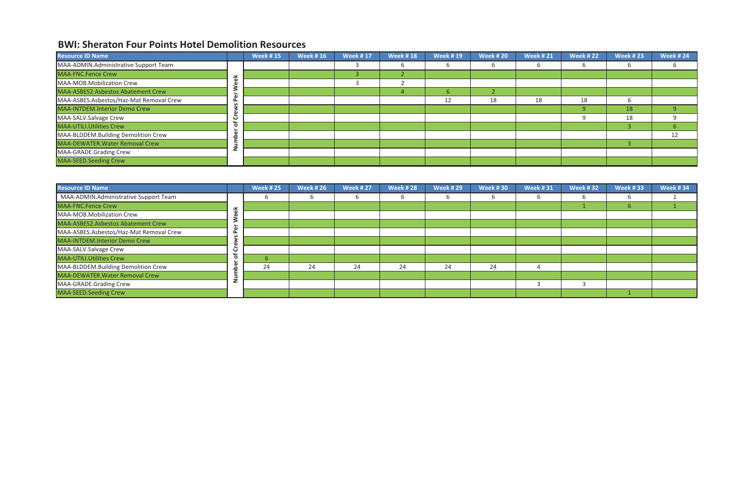# BWI: Sheraton Four Points Hotel Demolition Resources

| Resource ID Name | | Week # 15 | Week # 16 | Week # 17 | Week # 18 | Week # 19 | Week # 20 | Week # 21 | Week # 22 | Week # 23 | Week # 24 |
|---|---|---|---|---|---|---|---|---|---|---|---|
| MAA-ADMIN.Administrative Support Team | Number of Crews Per Week | | | 3 | 6 | 6 | 6 | 6 | 6 | 6 | 6 |
| MAA-FNC.Fence Crew | | | | 3 | 2 | | | | | | |
| MAA-MOB.Mobilization Crew | | | | 3 | 2 | | | | | | |
| MAA-ASBES2.Asbestos Abatement Crew | | | | | 4 | 6 | 2 | | | | |
| MAA-ASBES.Asbestos/Haz-Mat Removal Crew | | | | | | 12 | 18 | 18 | 18 | 6 | |
| MAA-INTDEM.Interior Demo Crew | | | | | | | | | 9 | 18 | 9 |
| MAA-SALV.Salvage Crew | | | | | | | | | 9 | 18 | 9 |
| MAA-UTILI.Utilities Crew | | | | | | | | | | 3 | 6 |
| MAA-BLDDEM.Building Demolition Crew | | | | | | | | | | | 12 |
| MAA-DEWATER.Water Removal Crew | | | | | | | | | | 3 | |
| MAA-GRADE.Grading Crew | | | | | | | | | | | |
| MAA-SEED.Seeding Crew | | | | | | | | | | | |

| Resource ID Name | | Week # 25 | Week # 26 | Week # 27 | Week # 28 | Week # 29 | Week # 30 | Week # 31 | Week # 32 | Week # 33 | Week # 34 |
|---|---|---|---|---|---|---|---|---|---|---|---|
| MAA-ADMIN.Administrative Support Team | Number of Crews Per Week | 6 | 6 | 6 | 6 | 6 | 6 | 6 | 6 | 6 | 1 |
| MAA-FNC.Fence Crew | | | | | | | | | 1 | 6 | 1 |
| MAA-MOB.Mobilization Crew | | | | | | | | | | | |
| MAA-ASBES2.Asbestos Abatement Crew | | | | | | | | | | | |
| MAA-ASBES.Asbestos/Haz-Mat Removal Crew | | | | | | | | | | | |
| MAA-INTDEM.Interior Demo Crew | | | | | | | | | | | |
| MAA-SALV.Salvage Crew | | | | | | | | | | | |
| MAA-UTILI.Utilities Crew | | 6 | | | | | | | | | |
| MAA-BLDDEM.Building Demolition Crew | | 24 | 24 | 24 | 24 | 24 | 24 | 4 | | | |
| MAA-DEWATER.Water Removal Crew | | | | | | | | | | | |
| MAA-GRADE.Grading Crew | | | | | | | | 3 | 3 | | |
| MAA-SEED.Seeding Crew | | | | | | | | | | 1 | |